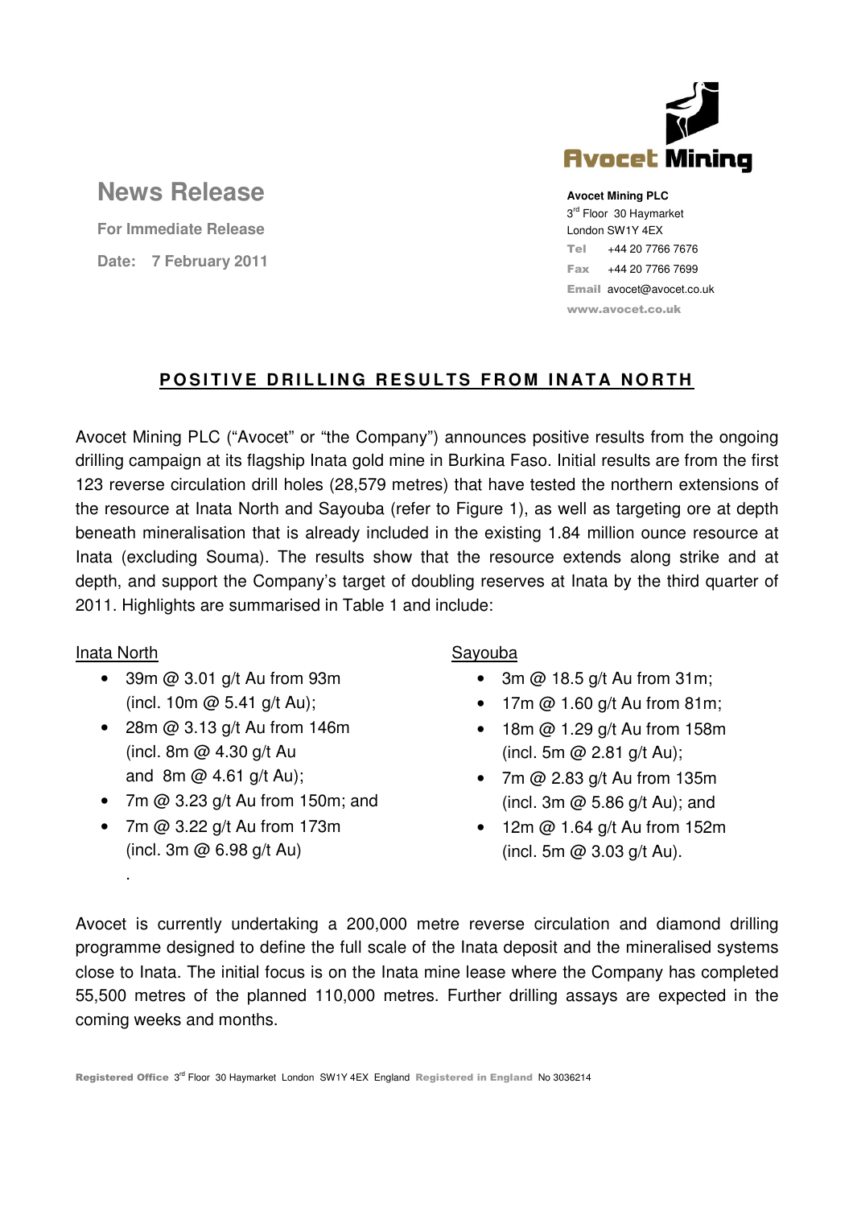# News Release

**For Immediate Release**

**Date: 7 February 2011**

**Avocet Mining PLC**
3rd Floor 30 Haymarket
London SW1Y 4EX
Tel +44 20 7766 7676
Fax +44 20 7766 7699
Email avocet@avocet.co.uk
www.avocet.co.uk

## POSITIVE DRILLING RESULTS FROM INATA NORTH

Avocet Mining PLC ("Avocet" or "the Company") announces positive results from the ongoing drilling campaign at its flagship Inata gold mine in Burkina Faso. Initial results are from the first 123 reverse circulation drill holes (28,579 metres) that have tested the northern extensions of the resource at Inata North and Sayouba (refer to Figure 1), as well as targeting ore at depth beneath mineralisation that is already included in the existing 1.84 million ounce resource at Inata (excluding Souma). The results show that the resource extends along strike and at depth, and support the Company's target of doubling reserves at Inata by the third quarter of 2011. Highlights are summarised in Table 1 and include:

Inata North

- 39m @ 3.01 g/t Au from 93m (incl. 10m @ 5.41 g/t Au);
- 28m @ 3.13 g/t Au from 146m (incl. 8m @ 4.30 g/t Au and 8m @ 4.61 g/t Au);
- 7m @ 3.23 g/t Au from 150m; and
- 7m @ 3.22 g/t Au from 173m (incl. 3m @ 6.98 g/t Au)

Sayouba

- 3m @ 18.5 g/t Au from 31m;
- 17m @ 1.60 g/t Au from 81m;
- 18m @ 1.29 g/t Au from 158m (incl. 5m @ 2.81 g/t Au);
- 7m @ 2.83 g/t Au from 135m (incl. 3m @ 5.86 g/t Au); and
- 12m @ 1.64 g/t Au from 152m (incl. 5m @ 3.03 g/t Au).

Avocet is currently undertaking a 200,000 metre reverse circulation and diamond drilling programme designed to define the full scale of the Inata deposit and the mineralised systems close to Inata. The initial focus is on the Inata mine lease where the Company has completed 55,500 metres of the planned 110,000 metres. Further drilling assays are expected in the coming weeks and months.

Registered Office 3rd Floor 30 Haymarket London SW1Y 4EX England Registered in England No 3036214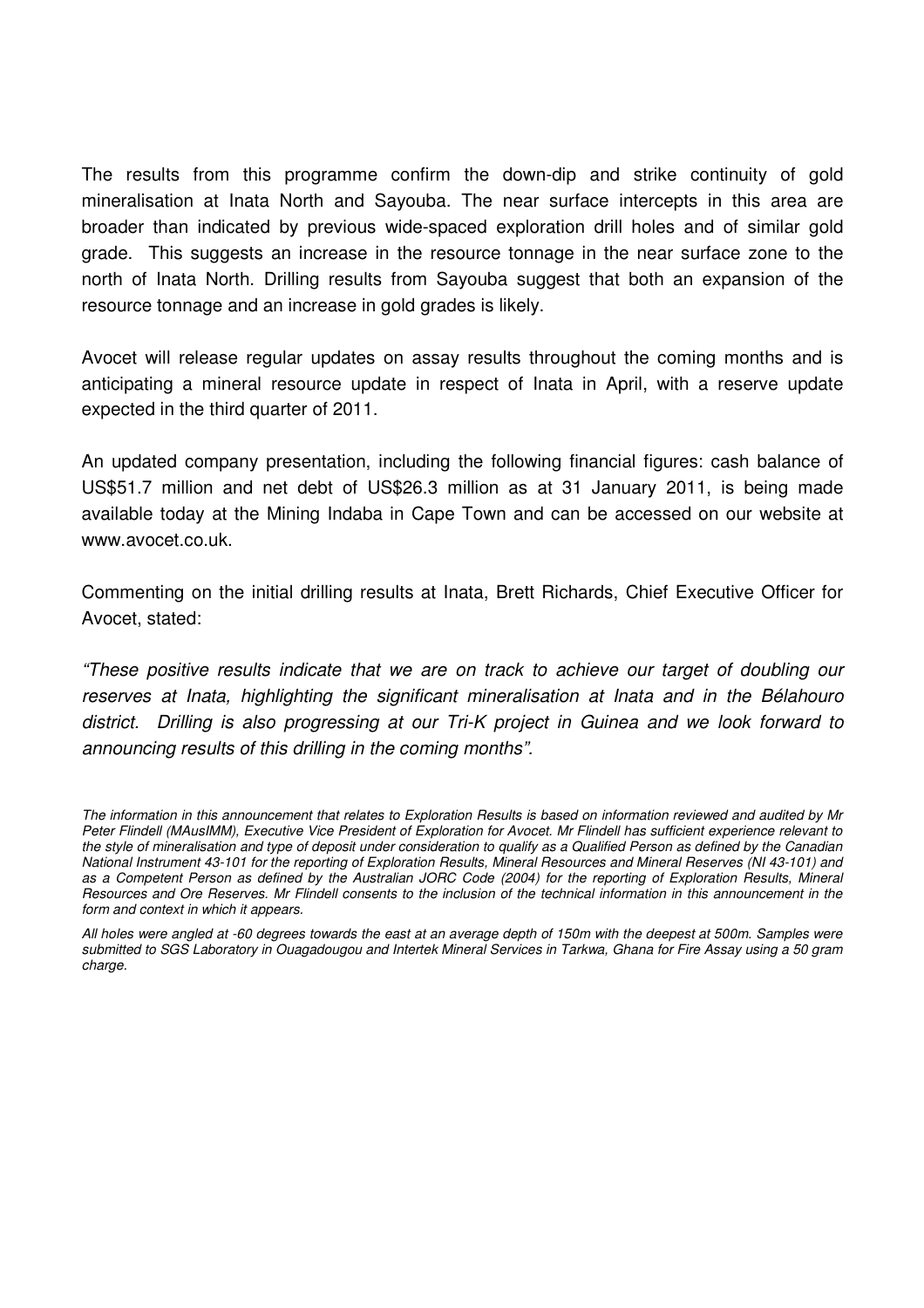The results from this programme confirm the down-dip and strike continuity of gold mineralisation at Inata North and Sayouba. The near surface intercepts in this area are broader than indicated by previous wide-spaced exploration drill holes and of similar gold grade. This suggests an increase in the resource tonnage in the near surface zone to the north of Inata North. Drilling results from Sayouba suggest that both an expansion of the resource tonnage and an increase in gold grades is likely.

Avocet will release regular updates on assay results throughout the coming months and is anticipating a mineral resource update in respect of Inata in April, with a reserve update expected in the third quarter of 2011.

An updated company presentation, including the following financial figures: cash balance of US$51.7 million and net debt of US$26.3 million as at 31 January 2011, is being made available today at the Mining Indaba in Cape Town and can be accessed on our website at www.avocet.co.uk.

Commenting on the initial drilling results at Inata, Brett Richards, Chief Executive Officer for Avocet, stated:

*"These positive results indicate that we are on track to achieve our target of doubling our reserves at Inata, highlighting the significant mineralisation at Inata and in the Bélahouro district. Drilling is also progressing at our Tri-K project in Guinea and we look forward to announcing results of this drilling in the coming months".*

*The information in this announcement that relates to Exploration Results is based on information reviewed and audited by Mr Peter Flindell (MAusIMM), Executive Vice President of Exploration for Avocet. Mr Flindell has sufficient experience relevant to the style of mineralisation and type of deposit under consideration to qualify as a Qualified Person as defined by the Canadian National Instrument 43-101 for the reporting of Exploration Results, Mineral Resources and Mineral Reserves (NI 43-101) and as a Competent Person as defined by the Australian JORC Code (2004) for the reporting of Exploration Results, Mineral Resources and Ore Reserves. Mr Flindell consents to the inclusion of the technical information in this announcement in the form and context in which it appears.*

*All holes were angled at -60 degrees towards the east at an average depth of 150m with the deepest at 500m. Samples were submitted to SGS Laboratory in Ouagadougou and Intertek Mineral Services in Tarkwa, Ghana for Fire Assay using a 50 gram charge.*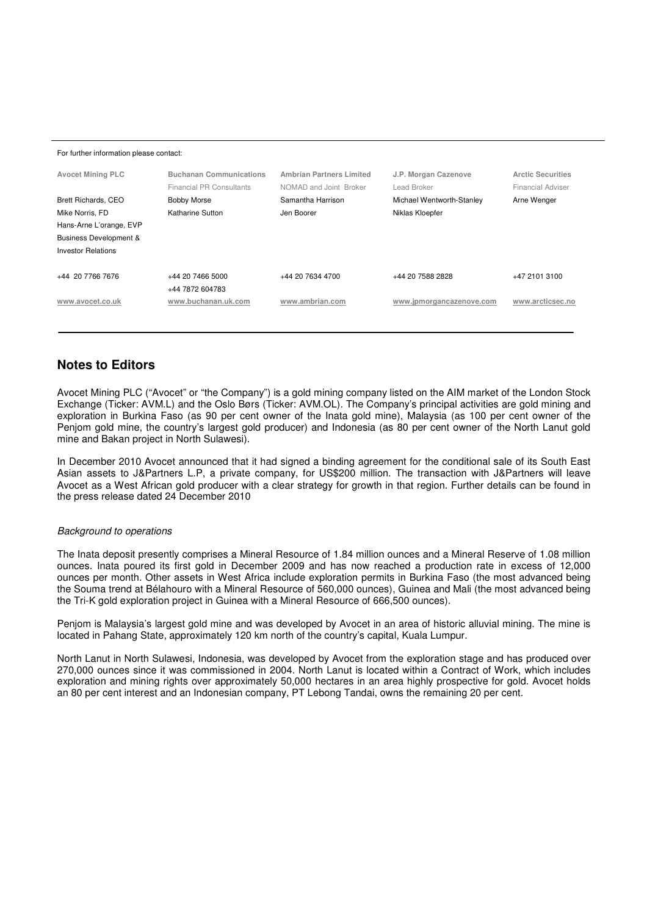For further information please contact:

| Avocet Mining PLC | Buchanan Communications | Ambrian Partners Limited | J.P. Morgan Cazenove | Arctic Securities |
|---|---|---|---|---|
| | Financial PR Consultants | NOMAD and Joint Broker | Lead Broker | Financial Adviser |
| Brett Richards, CEO | Bobby Morse | Samantha Harrison | Michael Wentworth-Stanley | Arne Wenger |
| Mike Norris, FD | Katharine Sutton | Jen Boorer | Niklas Kloepfer | |
| Hans-Arne L'orange, EVP Business Development & Investor Relations | | | | |
| +44 20 7766 7676 | +44 20 7466 5000<br>+44 7872 604783 | +44 20 7634 4700 | +44 20 7588 2828 | +47 2101 3100 |
| www.avocet.co.uk | www.buchanan.uk.com | www.ambrian.com | www.jpmorgancazenove.com | www.arcticsec.no |

## Notes to Editors

Avocet Mining PLC ("Avocet" or "the Company") is a gold mining company listed on the AIM market of the London Stock Exchange (Ticker: AVM.L) and the Oslo Børs (Ticker: AVM.OL). The Company's principal activities are gold mining and exploration in Burkina Faso (as 90 per cent owner of the Inata gold mine), Malaysia (as 100 per cent owner of the Penjom gold mine, the country's largest gold producer) and Indonesia (as 80 per cent owner of the North Lanut gold mine and Bakan project in North Sulawesi).

In December 2010 Avocet announced that it had signed a binding agreement for the conditional sale of its South East Asian assets to J&Partners L.P, a private company, for US$200 million. The transaction with J&Partners will leave Avocet as a West African gold producer with a clear strategy for growth in that region. Further details can be found in the press release dated 24 December 2010

*Background to operations*

The Inata deposit presently comprises a Mineral Resource of 1.84 million ounces and a Mineral Reserve of 1.08 million ounces. Inata poured its first gold in December 2009 and has now reached a production rate in excess of 12,000 ounces per month. Other assets in West Africa include exploration permits in Burkina Faso (the most advanced being the Souma trend at Bélahouro with a Mineral Resource of 560,000 ounces), Guinea and Mali (the most advanced being the Tri-K gold exploration project in Guinea with a Mineral Resource of 666,500 ounces).

Penjom is Malaysia's largest gold mine and was developed by Avocet in an area of historic alluvial mining. The mine is located in Pahang State, approximately 120 km north of the country's capital, Kuala Lumpur.

North Lanut in North Sulawesi, Indonesia, was developed by Avocet from the exploration stage and has produced over 270,000 ounces since it was commissioned in 2004. North Lanut is located within a Contract of Work, which includes exploration and mining rights over approximately 50,000 hectares in an area highly prospective for gold. Avocet holds an 80 per cent interest and an Indonesian company, PT Lebong Tandai, owns the remaining 20 per cent.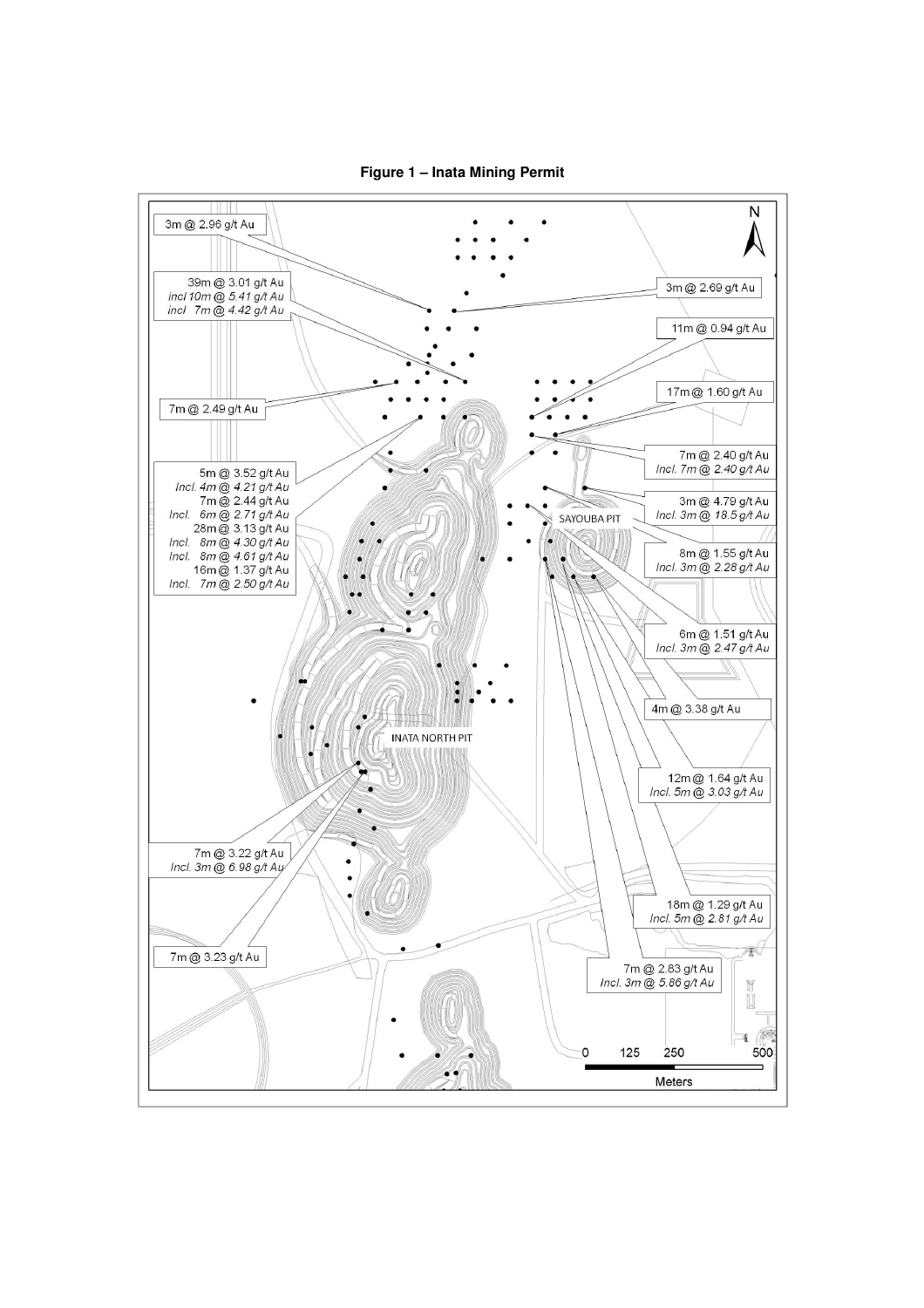**Figure 1 – Inata Mining Permit**

N

3m @ 2.96 g/t Au

39m @ 3.01 g/t Au
*incl 10m @ 5.41 g/t Au*
*incl 7m @ 4.42 g/t Au*

7m @ 2.49 g/t Au

5m @ 3.52 g/t Au
*Incl. 4m @ 4.21 g/t Au*
7m @ 2.44 g/t Au
*Incl. 6m @ 2.71 g/t Au*
28m @ 3.13 g/t Au
*Incl. 8m @ 4.30 g/t Au*
*Incl. 8m @ 4.61 g/t Au*
16m @ 1.37 g/t Au
*Incl. 7m @ 2.50 g/t Au*

3m @ 2.69 g/t Au

11m @ 0.94 g/t Au

17m @ 1.60 g/t Au

7m @ 2.40 g/t Au
*Incl. 7m @ 2.40 g/t Au*

3m @ 4.79 g/t Au
*Incl. 3m @ 18.5 g/t Au*

SAYOUBA PIT

8m @ 1.55 g/t Au
*Incl. 3m @ 2.28 g/t Au*

6m @ 1.51 g/t Au
*Incl. 3m @ 2.47 g/t Au*

4m @ 3.38 g/t Au

INATA NORTH PIT

12m @ 1.64 g/t Au
*Incl. 5m @ 3.03 g/t Au*

7m @ 3.22 g/t Au
*Incl. 3m @ 6.98 g/t Au*

18m @ 1.29 g/t Au
*Incl. 5m @ 2.81 g/t Au*

7m @ 3.23 g/t Au

7m @ 2.83 g/t Au
*Incl. 3m @ 5.86 g/t Au*

0 125 250 500
Meters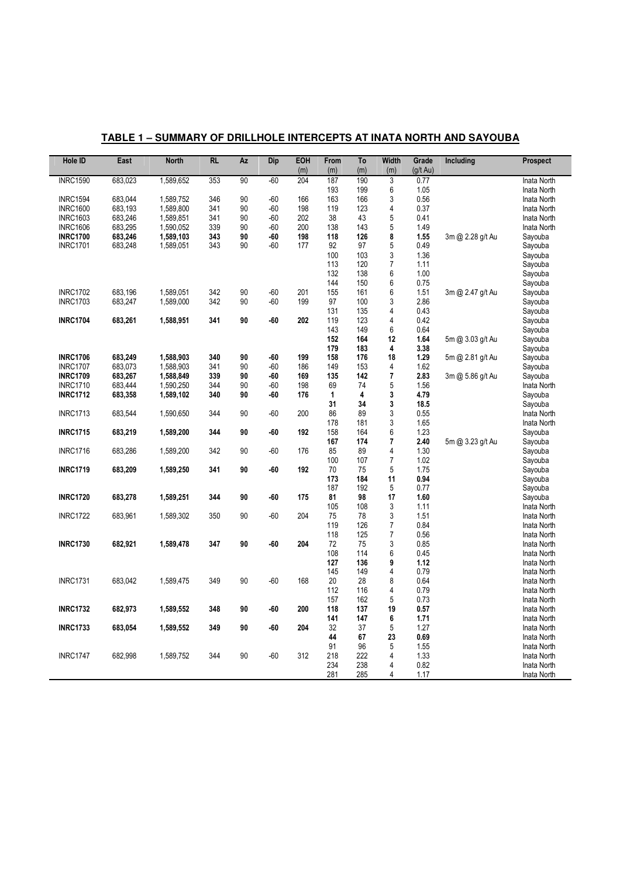**TABLE 1 – SUMMARY OF DRILLHOLE INTERCEPTS AT INATA NORTH AND SAYOUBA**

| Hole ID | East | North | RL | Az | Dip | EOH (m) | From (m) | To (m) | Width (m) | Grade (g/t Au) | Including | Prospect |
|---|---|---|---|---|---|---|---|---|---|---|---|---|
| INRC1590 | 683,023 | 1,589,652 | 353 | 90 | -60 | 204 | 187 | 190 | 3 | 0.77 | | Inata North |
| | | | | | | | 193 | 199 | 6 | 1.05 | | Inata North |
| INRC1594 | 683,044 | 1,589,752 | 346 | 90 | -60 | 166 | 163 | 166 | 3 | 0.56 | | Inata North |
| INRC1600 | 683,193 | 1,589,800 | 341 | 90 | -60 | 198 | 119 | 123 | 4 | 0.37 | | Inata North |
| INRC1603 | 683,246 | 1,589,851 | 341 | 90 | -60 | 202 | 38 | 43 | 5 | 0.41 | | Inata North |
| INRC1606 | 683,295 | 1,590,052 | 339 | 90 | -60 | 200 | 138 | 143 | 5 | 1.49 | | Inata North |
| **INRC1700** | **683,246** | **1,589,103** | **343** | **90** | **-60** | **198** | **118** | **126** | **8** | **1.55** | 3m @ 2.28 g/t Au | Sayouba |
| INRC1701 | 683,248 | 1,589,051 | 343 | 90 | -60 | 177 | 92 | 97 | 5 | 0.49 | | Sayouba |
| | | | | | | | 100 | 103 | 3 | 1.36 | | Sayouba |
| | | | | | | | 113 | 120 | 7 | 1.11 | | Sayouba |
| | | | | | | | 132 | 138 | 6 | 1.00 | | Sayouba |
| | | | | | | | 144 | 150 | 6 | 0.75 | | Sayouba |
| INRC1702 | 683,196 | 1,589,051 | 342 | 90 | -60 | 201 | 155 | 161 | 6 | 1.51 | 3m @ 2.47 g/t Au | Sayouba |
| INRC1703 | 683,247 | 1,589,000 | 342 | 90 | -60 | 199 | 97 | 100 | 3 | 2.86 | | Sayouba |
| | | | | | | | 131 | 135 | 4 | 0.43 | | Sayouba |
| **INRC1704** | **683,261** | **1,588,951** | **341** | **90** | **-60** | **202** | 119 | 123 | 4 | 0.42 | | Sayouba |
| | | | | | | | 143 | 149 | 6 | 0.64 | | Sayouba |
| | | | | | | | **152** | **164** | **12** | **1.64** | 5m @ 3.03 g/t Au | Sayouba |
| | | | | | | | **179** | **183** | **4** | **3.38** | | Sayouba |
| **INRC1706** | **683,249** | **1,588,903** | **340** | **90** | **-60** | **199** | **158** | **176** | **18** | **1.29** | 5m @ 2.81 g/t Au | Sayouba |
| INRC1707 | 683,073 | 1,588,903 | 341 | 90 | -60 | 186 | 149 | 153 | 4 | 1.62 | | Sayouba |
| **INRC1709** | **683,267** | **1,588,849** | **339** | **90** | **-60** | **169** | **135** | **142** | **7** | **2.83** | 3m @ 5.86 g/t Au | Sayouba |
| INRC1710 | 683,444 | 1,590,250 | 344 | 90 | -60 | 198 | 69 | 74 | 5 | 1.56 | | Inata North |
| **INRC1712** | **683,358** | **1,589,102** | **340** | **90** | **-60** | **176** | **1** | **4** | **3** | **4.79** | | Sayouba |
| | | | | | | | **31** | **34** | **3** | **18.5** | | Sayouba |
| INRC1713 | 683,544 | 1,590,650 | 344 | 90 | -60 | 200 | 86 | 89 | 3 | 0.55 | | Inata North |
| | | | | | | | 178 | 181 | 3 | 1.65 | | Inata North |
| **INRC1715** | **683,219** | **1,589,200** | **344** | **90** | **-60** | **192** | 158 | 164 | 6 | 1.23 | | Sayouba |
| | | | | | | | **167** | **174** | **7** | **2.40** | 5m @ 3.23 g/t Au | Sayouba |
| INRC1716 | 683,286 | 1,589,200 | 342 | 90 | -60 | 176 | 85 | 89 | 4 | 1.30 | | Sayouba |
| | | | | | | | 100 | 107 | 7 | 1.02 | | Sayouba |
| **INRC1719** | **683,209** | **1,589,250** | **341** | **90** | **-60** | **192** | 70 | 75 | 5 | 1.75 | | Sayouba |
| | | | | | | | **173** | **184** | **11** | **0.94** | | Sayouba |
| | | | | | | | 187 | 192 | 5 | 0.77 | | Sayouba |
| **INRC1720** | **683,278** | **1,589,251** | **344** | **90** | **-60** | **175** | **81** | **98** | **17** | **1.60** | | Sayouba |
| | | | | | | | 105 | 108 | 3 | 1.11 | | Inata North |
| INRC1722 | 683,961 | 1,589,302 | 350 | 90 | -60 | 204 | 75 | 78 | 3 | 1.51 | | Inata North |
| | | | | | | | 119 | 126 | 7 | 0.84 | | Inata North |
| | | | | | | | 118 | 125 | 7 | 0.56 | | Inata North |
| **INRC1730** | **682,921** | **1,589,478** | **347** | **90** | **-60** | **204** | 72 | 75 | 3 | 0.85 | | Inata North |
| | | | | | | | 108 | 114 | 6 | 0.45 | | Inata North |
| | | | | | | | **127** | **136** | **9** | **1.12** | | Inata North |
| | | | | | | | 145 | 149 | 4 | 0.79 | | Inata North |
| INRC1731 | 683,042 | 1,589,475 | 349 | 90 | -60 | 168 | 20 | 28 | 8 | 0.64 | | Inata North |
| | | | | | | | 112 | 116 | 4 | 0.79 | | Inata North |
| | | | | | | | 157 | 162 | 5 | 0.73 | | Inata North |
| **INRC1732** | **682,973** | **1,589,552** | **348** | **90** | **-60** | **200** | **118** | **137** | **19** | **0.57** | | Inata North |
| | | | | | | | **141** | **147** | **6** | **1.71** | | Inata North |
| **INRC1733** | **683,054** | **1,589,552** | **349** | **90** | **-60** | **204** | 32 | 37 | 5 | 1.27 | | Inata North |
| | | | | | | | **44** | **67** | **23** | **0.69** | | Inata North |
| | | | | | | | 91 | 96 | 5 | 1.55 | | Inata North |
| INRC1747 | 682,998 | 1,589,752 | 344 | 90 | -60 | 312 | 218 | 222 | 4 | 1.33 | | Inata North |
| | | | | | | | 234 | 238 | 4 | 0.82 | | Inata North |
| | | | | | | | 281 | 285 | 4 | 1.17 | | Inata North |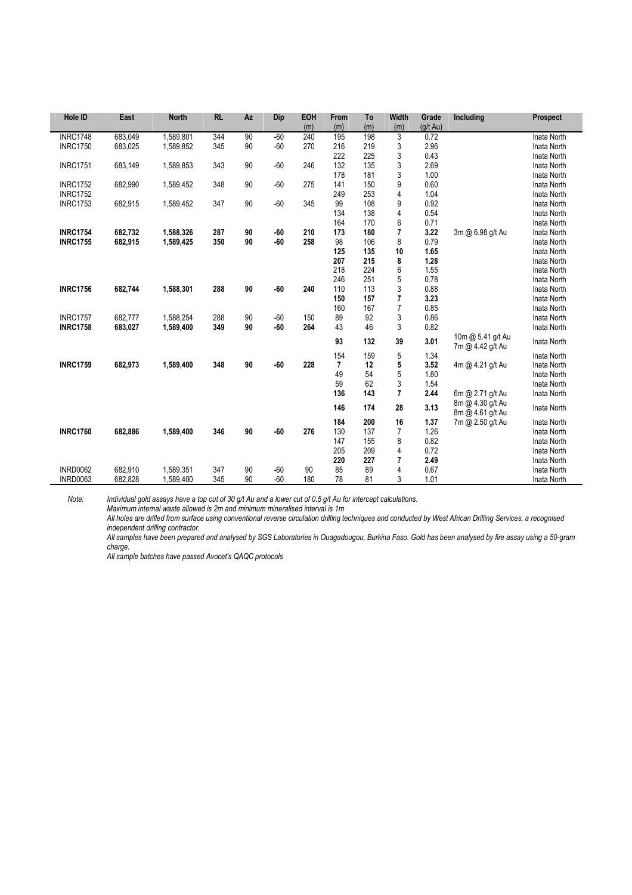| Hole ID | East | North | RL | Az | Dip | EOH (m) | From (m) | To (m) | Width (m) | Grade (g/t Au) | Including | Prospect |
|---|---|---|---|---|---|---|---|---|---|---|---|---|
| INRC1748 | 683,049 | 1,589,801 | 344 | 90 | -60 | 240 | 195 | 198 | 3 | 0.72 | | Inata North |
| INRC1750 | 683,025 | 1,589,852 | 345 | 90 | -60 | 270 | 216 | 219 | 3 | 2.96 | | Inata North |
| | | | | | | | 222 | 225 | 3 | 0.43 | | Inata North |
| INRC1751 | 683,149 | 1,589,853 | 343 | 90 | -60 | 246 | 132 | 135 | 3 | 2.69 | | Inata North |
| | | | | | | | 178 | 181 | 3 | 1.00 | | Inata North |
| INRC1752 | 682,990 | 1,589,452 | 348 | 90 | -60 | 275 | 141 | 150 | 9 | 0.60 | | Inata North |
| INRC1752 | | | | | | | 249 | 253 | 4 | 1.04 | | Inata North |
| INRC1753 | 682,915 | 1,589,452 | 347 | 90 | -60 | 345 | 99 | 108 | 9 | 0.92 | | Inata North |
| | | | | | | | 134 | 138 | 4 | 0.54 | | Inata North |
| | | | | | | | 164 | 170 | 6 | 0.71 | | Inata North |
| **INRC1754** | **682,732** | **1,588,326** | **287** | **90** | **-60** | **210** | **173** | **180** | **7** | **3.22** | 3m @ 6.98 g/t Au | Inata North |
| **INRC1755** | **682,915** | **1,589,425** | **350** | **90** | **-60** | **258** | 98 | 106 | 8 | 0.79 | | Inata North |
| | | | | | | | **125** | **135** | **10** | **1.65** | | Inata North |
| | | | | | | | **207** | **215** | **8** | **1.28** | | Inata North |
| | | | | | | | 218 | 224 | 6 | 1.55 | | Inata North |
| | | | | | | | 246 | 251 | 5 | 0.78 | | Inata North |
| **INRC1756** | **682,744** | **1,588,301** | **288** | **90** | **-60** | **240** | 110 | 113 | 3 | 0.88 | | Inata North |
| | | | | | | | **150** | **157** | **7** | **3.23** | | Inata North |
| | | | | | | | 160 | 167 | 7 | 0.85 | | Inata North |
| INRC1757 | 682,777 | 1,588,254 | 288 | 90 | -60 | 150 | 89 | 92 | 3 | 0.86 | | Inata North |
| **INRC1758** | **683,027** | **1,589,400** | **349** | **90** | **-60** | **264** | 43 | 46 | 3 | 0.82 | | Inata North |
| | | | | | | | **93** | **132** | **39** | **3.01** | 10m @ 5.41 g/t Au 7m @ 4.42 g/t Au | Inata North |
| | | | | | | | 154 | 159 | 5 | 1.34 | | Inata North |
| **INRC1759** | **682,973** | **1,589,400** | **348** | **90** | **-60** | **228** | **7** | **12** | **5** | **3.52** | 4m @ 4.21 g/t Au | Inata North |
| | | | | | | | 49 | 54 | 5 | 1.80 | | Inata North |
| | | | | | | | 59 | 62 | 3 | 1.54 | | Inata North |
| | | | | | | | **136** | **143** | **7** | **2.44** | 6m @ 2.71 g/t Au | Inata North |
| | | | | | | | **146** | **174** | **28** | **3.13** | 8m @ 4.30 g/t Au 8m @ 4.61 g/t Au | Inata North |
| | | | | | | | **184** | **200** | **16** | **1.37** | 7m @ 2.50 g/t Au | Inata North |
| **INRC1760** | **682,886** | **1,589,400** | **346** | **90** | **-60** | **276** | 130 | 137 | 7 | 1.26 | | Inata North |
| | | | | | | | 147 | 155 | 8 | 0.82 | | Inata North |
| | | | | | | | 205 | 209 | 4 | 0.72 | | Inata North |
| | | | | | | | **220** | **227** | **7** | **2.49** | | Inata North |
| INRD0062 | 682,910 | 1,589,351 | 347 | 90 | -60 | 90 | 85 | 89 | 4 | 0.67 | | Inata North |
| INRD0063 | 682,828 | 1,589,400 | 345 | 90 | -60 | 180 | 78 | 81 | 3 | 1.01 | | Inata North |

*Note:* *Individual gold assays have a top cut of 30 g/t Au and a lower cut of 0.5 g/t Au for intercept calculations.*

*Maximum internal waste allowed is 2m and minimum mineralised interval is 1m*

*All holes are drilled from surface using conventional reverse circulation drilling techniques and conducted by West African Drilling Services, a recognised independent drilling contractor.*

*All samples have been prepared and analysed by SGS Laboratories in Ouagadougou, Burkina Faso. Gold has been analysed by fire assay using a 50-gram charge.*

*All sample batches have passed Avocet's QAQC protocols*